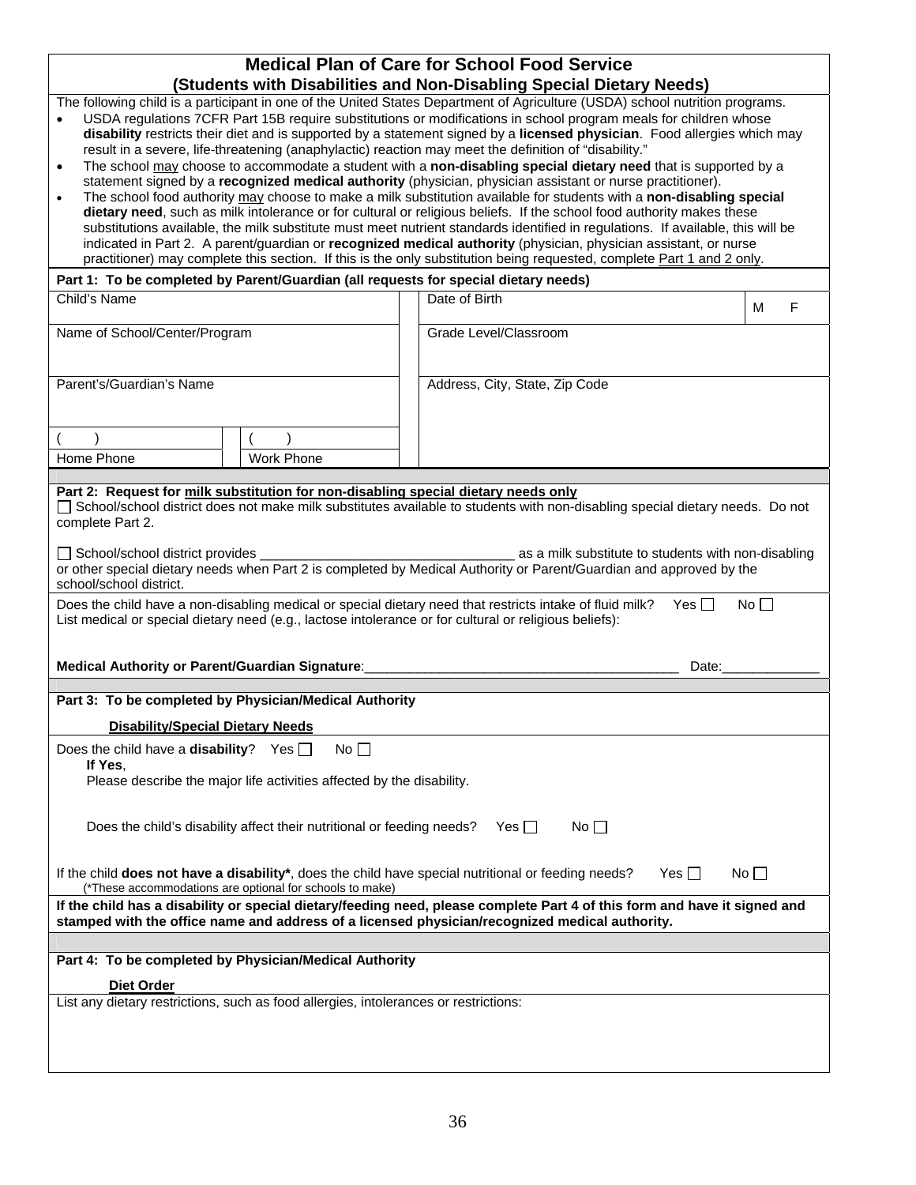# Medical Plan of Care for School Food Service
## (Students with Disabilities and Non-Disabling Special Dietary Needs)

The following child is a participant in one of the United States Department of Agriculture (USDA) school nutrition programs.

- USDA regulations 7CFR Part 15B require substitutions or modifications in school program meals for children whose **disability** restricts their diet and is supported by a statement signed by a **licensed physician**. Food allergies which may result in a severe, life-threatening (anaphylactic) reaction may meet the definition of "disability."
- The school may choose to accommodate a student with a **non-disabling special dietary need** that is supported by a statement signed by a **recognized medical authority** (physician, physician assistant or nurse practitioner).
- The school food authority may choose to make a milk substitution available for students with a **non-disabling special dietary need**, such as milk intolerance or for cultural or religious beliefs. If the school food authority makes these substitutions available, the milk substitute must meet nutrient standards identified in regulations. If available, this will be indicated in Part 2. A parent/guardian or **recognized medical authority** (physician, physician assistant, or nurse practitioner) may complete this section. If this is the only substitution being requested, complete Part 1 and 2 only.

**Part 1: To be completed by Parent/Guardian (all requests for special dietary needs)**

| | | |
|---|---|---|
| Child's Name | Date of Birth | M F |
| Name of School/Center/Program | Grade Level/Classroom | |
| Parent's/Guardian's Name | Address, City, State, Zip Code | |
| ( ) Home Phone ( ) Work Phone | | |

**Part 2: Request for milk substitution for non-disabling special dietary needs only**

☐ School/school district does not make milk substitutes available to students with non-disabling special dietary needs. Do not complete Part 2.

☐ School/school district provides ________________________________ as a milk substitute to students with non-disabling or other special dietary needs when Part 2 is completed by Medical Authority or Parent/Guardian and approved by the school/school district.

Does the child have a non-disabling medical or special dietary need that restricts intake of fluid milk? Yes ☐ No ☐

List medical or special dietary need (e.g., lactose intolerance or for cultural or religious beliefs):

**Medical Authority or Parent/Guardian Signature**:________________________________________ Date:____________

**Part 3: To be completed by Physician/Medical Authority**

**Disability/Special Dietary Needs**

Does the child have a **disability**? Yes ☐ No ☐

**If Yes**,

Please describe the major life activities affected by the disability.

Does the child's disability affect their nutritional or feeding needs? Yes ☐ No ☐

If the child **does not have a disability***, does the child have special nutritional or feeding needs? Yes ☐ No ☐

(*These accommodations are optional for schools to make)

**If the child has a disability or special dietary/feeding need, please complete Part 4 of this form and have it signed and stamped with the office name and address of a licensed physician/recognized medical authority.**

**Part 4: To be completed by Physician/Medical Authority**

**Diet Order**

List any dietary restrictions, such as food allergies, intolerances or restrictions: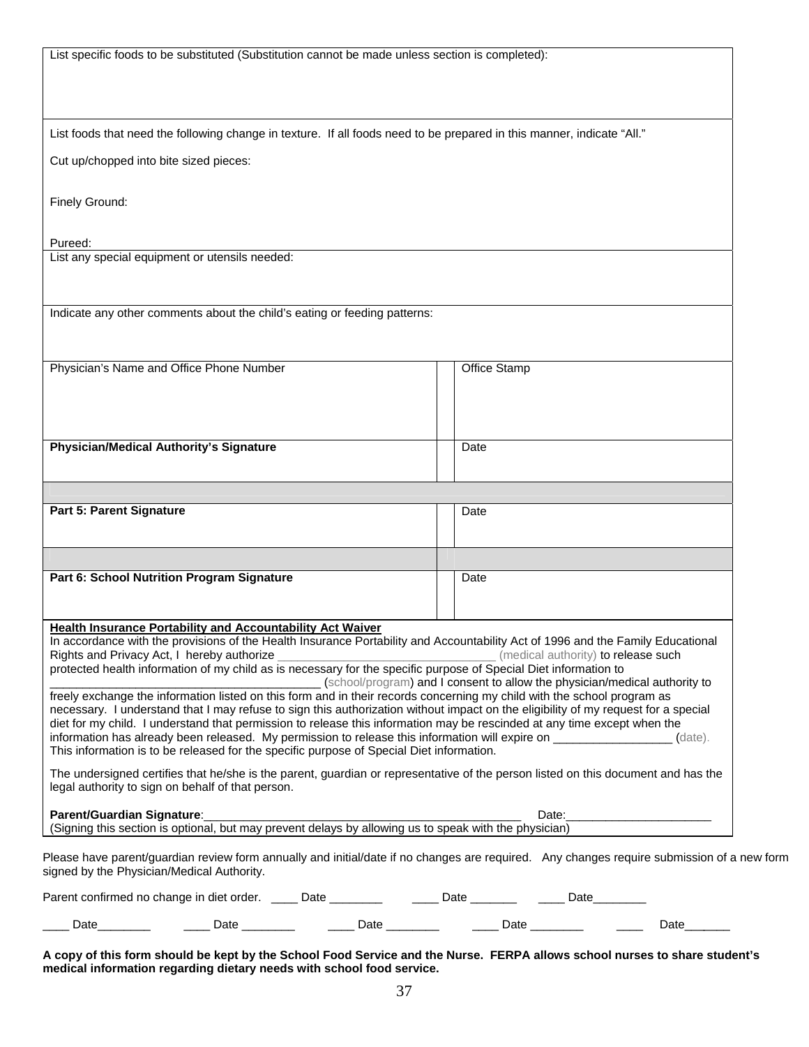List specific foods to be substituted (Substitution cannot be made unless section is completed):

List foods that need the following change in texture. If all foods need to be prepared in this manner, indicate "All."

Cut up/chopped into bite sized pieces:

Finely Ground:

Pureed:

List any special equipment or utensils needed:

Indicate any other comments about the child's eating or feeding patterns:

| | | |
|---|---|---|
| Physician's Name and Office Phone Number | | Office Stamp |
| **Physician/Medical Authority's Signature** | | Date |
| | | |
| **Part 5: Parent Signature** | | Date |
| | | |
| **Part 6: School Nutrition Program Signature** | | Date |

**Health Insurance Portability and Accountability Act Waiver**

In accordance with the provisions of the Health Insurance Portability and Accountability Act of 1996 and the Family Educational Rights and Privacy Act, I hereby authorize ________________________________ (medical authority) to release such protected health information of my child as is necessary for the specific purpose of Special Diet information to ________________________________________ (school/program) and I consent to allow the physician/medical authority to freely exchange the information listed on this form and in their records concerning my child with the school program as necessary. I understand that I may refuse to sign this authorization without impact on the eligibility of my request for a special diet for my child. I understand that permission to release this information may be rescinded at any time except when the information has already been released. My permission to release this information will expire on _________________ (date). This information is to be released for the specific purpose of Special Diet information.

The undersigned certifies that he/she is the parent, guardian or representative of the person listed on this document and has the legal authority to sign on behalf of that person.

**Parent/Guardian Signature**:_________________________________________________ Date:_____________________
(Signing this section is optional, but may prevent delays by allowing us to speak with the physician)

Please have parent/guardian review form annually and initial/date if no changes are required. Any changes require submission of a new form signed by the Physician/Medical Authority.

Parent confirmed no change in diet order. ____ Date ________ ____ Date _______ ____ Date________

____ Date________ ____ Date ________ ____ Date ________ ____ Date ________ ____ Date_______

**A copy of this form should be kept by the School Food Service and the Nurse. FERPA allows school nurses to share student's medical information regarding dietary needs with school food service.**